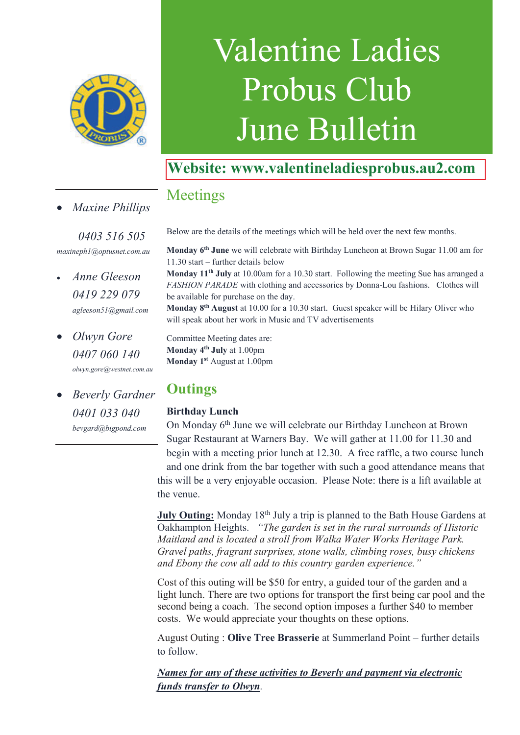# Valentine Ladies Probus Club June Bulletin

**Website: www.valentineladiesprobus.au2.com**

- *Maxine Phillips*

  *0403 516 505*

  *maxineph1@optusnet.com.au*

- *Anne Gleeson*

  *0419 229 079*

  *agleeson51@gmail.com*

- *Olwyn Gore*

  *0407 060 140*

  *olwyn.gore@westnet.com.au*

- *Beverly Gardner*

  *0401 033 040*

  *bevgard@bigpond.com*

## Meetings

Below are the details of the meetings which will be held over the next few months.

**Monday 6th June** we will celebrate with Birthday Luncheon at Brown Sugar 11.00 am for 11.30 start – further details below

**Monday 11th July** at 10.00am for a 10.30 start. Following the meeting Sue has arranged a *FASHION PARADE* with clothing and accessories by Donna-Lou fashions. Clothes will be available for purchase on the day.

**Monday 8th August** at 10.00 for a 10.30 start. Guest speaker will be Hilary Oliver who will speak about her work in Music and TV advertisements

Committee Meeting dates are:
**Monday 4th July** at 1.00pm
**Monday 1st** August at 1.00pm

## Outings

**Birthday Lunch**

On Monday 6th June we will celebrate our Birthday Luncheon at Brown Sugar Restaurant at Warners Bay. We will gather at 11.00 for 11.30 and begin with a meeting prior lunch at 12.30. A free raffle, a two course lunch and one drink from the bar together with such a good attendance means that this will be a very enjoyable occasion. Please Note: there is a lift available at the venue.

**July Outing:** Monday 18th July a trip is planned to the Bath House Gardens at Oakhampton Heights. *"The garden is set in the rural surrounds of Historic Maitland and is located a stroll from Walka Water Works Heritage Park. Gravel paths, fragrant surprises, stone walls, climbing roses, busy chickens and Ebony the cow all add to this country garden experience."*

Cost of this outing will be $50 for entry, a guided tour of the garden and a light lunch. There are two options for transport the first being car pool and the second being a coach. The second option imposes a further $40 to member costs. We would appreciate your thoughts on these options.

August Outing : **Olive Tree Brasserie** at Summerland Point – further details to follow.

***Names for any of these activities to Beverly and payment via electronic funds transfer to Olwyn***.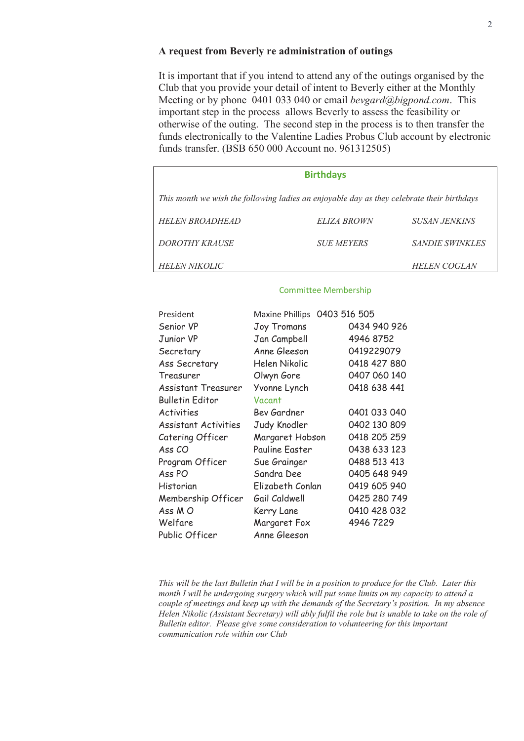## A request from Beverly re administration of outings

It is important that if you intend to attend any of the outings organised by the Club that you provide your detail of intent to Beverly either at the Monthly Meeting or by phone 0401 033 040 or email *bevgard@bigpond.com*. This important step in the process allows Beverly to assess the feasibility or otherwise of the outing. The second step in the process is to then transfer the funds electronically to the Valentine Ladies Probus Club account by electronic funds transfer. (BSB 650 000 Account no. 961312505)

## Birthdays

*This month we wish the following ladies an enjoyable day as they celebrate their birthdays*

| | | |
|---|---|---|
| *HELEN BROADHEAD* | *ELIZA BROWN* | *SUSAN JENKINS* |
| *DOROTHY KRAUSE* | *SUE MEYERS* | *SANDIE SWINKLES* |
| *HELEN NIKOLIC* | | *HELEN COGLAN* |

## Committee Membership

| | | |
|---|---|---|
| President | Maxine Phillips | 0403 516 505 |
| Senior VP | Joy Tromans | 0434 940 926 |
| Junior VP | Jan Campbell | 4946 8752 |
| Secretary | Anne Gleeson | 0419229079 |
| Ass Secretary | Helen Nikolic | 0418 427 880 |
| Treasurer | Olwyn Gore | 0407 060 140 |
| Assistant Treasurer | Yvonne Lynch | 0418 638 441 |
| Bulletin Editor | Vacant | |
| Activities | Bev Gardner | 0401 033 040 |
| Assistant Activities | Judy Knodler | 0402 130 809 |
| Catering Officer | Margaret Hobson | 0418 205 259 |
| Ass CO | Pauline Easter | 0438 633 123 |
| Program Officer | Sue Grainger | 0488 513 413 |
| Ass PO | Sandra Dee | 0405 648 949 |
| Historian | Elizabeth Conlan | 0419 605 940 |
| Membership Officer | Gail Caldwell | 0425 280 749 |
| Ass M O | Kerry Lane | 0410 428 032 |
| Welfare | Margaret Fox | 4946 7229 |
| Public Officer | Anne Gleeson | |

*This will be the last Bulletin that I will be in a position to produce for the Club. Later this month I will be undergoing surgery which will put some limits on my capacity to attend a couple of meetings and keep up with the demands of the Secretary's position. In my absence Helen Nikolic (Assistant Secretary) will ably fulfil the role but is unable to take on the role of Bulletin editor. Please give some consideration to volunteering for this important communication role within our Club*